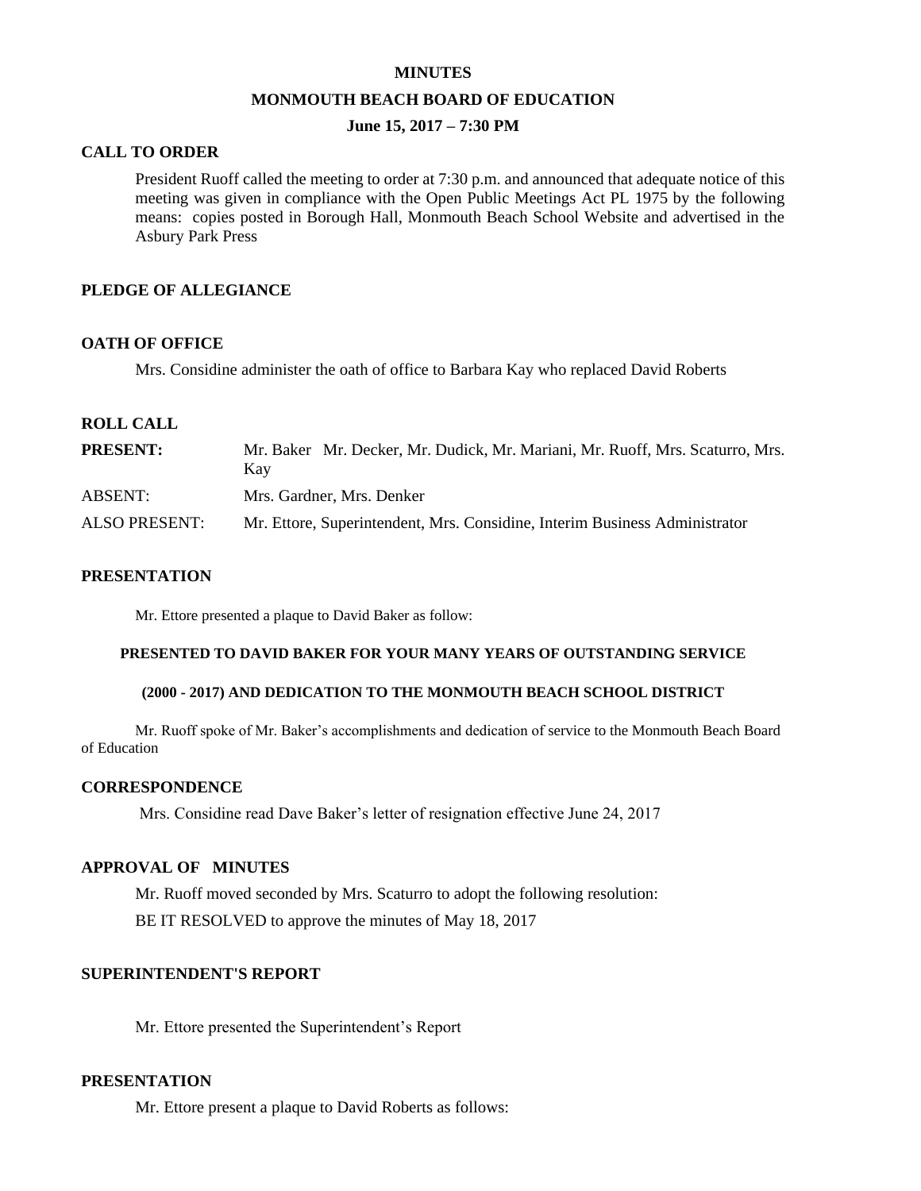**MINUTES**

**MONMOUTH BEACH BOARD OF EDUCATION**

**June 15, 2017 – 7:30 PM**

## CALL TO ORDER

President Ruoff called the meeting to order at 7:30 p.m. and announced that adequate notice of this meeting was given in compliance with the Open Public Meetings Act PL 1975 by the following means: copies posted in Borough Hall, Monmouth Beach School Website and advertised in the Asbury Park Press

## PLEDGE OF ALLEGIANCE

## OATH OF OFFICE

Mrs. Considine administer the oath of office to Barbara Kay who replaced David Roberts

## ROLL CALL

| | |
|---|---|
| **PRESENT:** | Mr. Baker Mr. Decker, Mr. Dudick, Mr. Mariani, Mr. Ruoff, Mrs. Scaturro, Mrs. Kay |
| ABSENT: | Mrs. Gardner, Mrs. Denker |
| ALSO PRESENT: | Mr. Ettore, Superintendent, Mrs. Considine, Interim Business Administrator |

## PRESENTATION

Mr. Ettore presented a plaque to David Baker as follow:

**PRESENTED TO DAVID BAKER FOR YOUR MANY YEARS OF OUTSTANDING SERVICE**

**(2000 - 2017) AND DEDICATION TO THE MONMOUTH BEACH SCHOOL DISTRICT**

Mr. Ruoff spoke of Mr. Baker's accomplishments and dedication of service to the Monmouth Beach Board of Education

## CORRESPONDENCE

Mrs. Considine read Dave Baker's letter of resignation effective June 24, 2017

## APPROVAL OF MINUTES

Mr. Ruoff moved seconded by Mrs. Scaturro to adopt the following resolution:

BE IT RESOLVED to approve the minutes of May 18, 2017

## SUPERINTENDENT'S REPORT

Mr. Ettore presented the Superintendent's Report

## PRESENTATION

Mr. Ettore present a plaque to David Roberts as follows: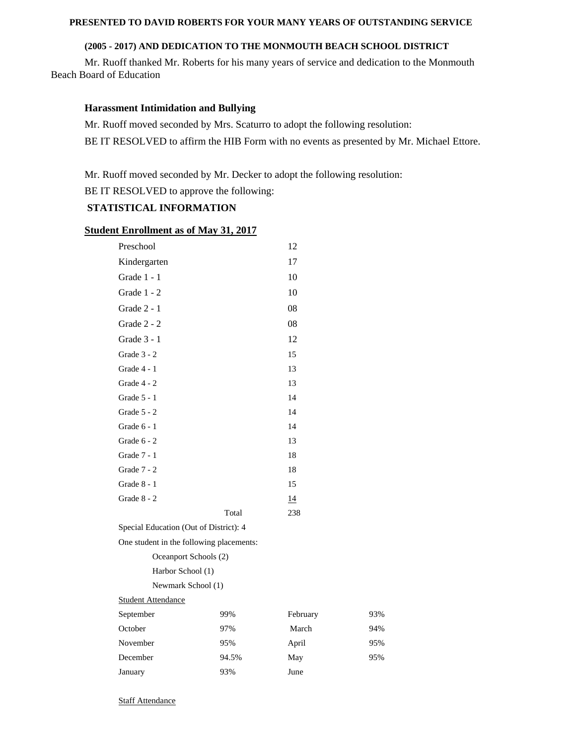**PRESENTED TO DAVID ROBERTS FOR YOUR MANY YEARS OF OUTSTANDING SERVICE**

**(2005 - 2017) AND DEDICATION TO THE MONMOUTH BEACH SCHOOL DISTRICT**

Mr. Ruoff thanked Mr. Roberts for his many years of service and dedication to the Monmouth Beach Board of Education

**Harassment Intimidation and Bullying**

Mr. Ruoff moved seconded by Mrs. Scaturro to adopt the following resolution:

BE IT RESOLVED to affirm the HIB Form with no events as presented by Mr. Michael Ettore.

Mr. Ruoff moved seconded by Mr. Decker to adopt the following resolution:

BE IT RESOLVED to approve the following:

**STATISTICAL INFORMATION**

**Student Enrollment as of May 31, 2017**

| | |
|---|---|
| Preschool | 12 |
| Kindergarten | 17 |
| Grade 1 - 1 | 10 |
| Grade 1 - 2 | 10 |
| Grade 2 - 1 | 08 |
| Grade 2 - 2 | 08 |
| Grade 3 - 1 | 12 |
| Grade 3 - 2 | 15 |
| Grade 4 - 1 | 13 |
| Grade 4 - 2 | 13 |
| Grade 5 - 1 | 14 |
| Grade 5 - 2 | 14 |
| Grade 6 - 1 | 14 |
| Grade 6 - 2 | 13 |
| Grade 7 - 1 | 18 |
| Grade 7 - 2 | 18 |
| Grade 8 - 1 | 15 |
| Grade 8 - 2 | 14 |
| Total | 238 |

Special Education (Out of District): 4

One student in the following placements:

- Oceanport Schools (2)
- Harbor School (1)
- Newmark School (1)

Student Attendance

| | | | |
|---|---|---|---|
| September | 99% | February | 93% |
| October | 97% | March | 94% |
| November | 95% | April | 95% |
| December | 94.5% | May | 95% |
| January | 93% | June | |

Staff Attendance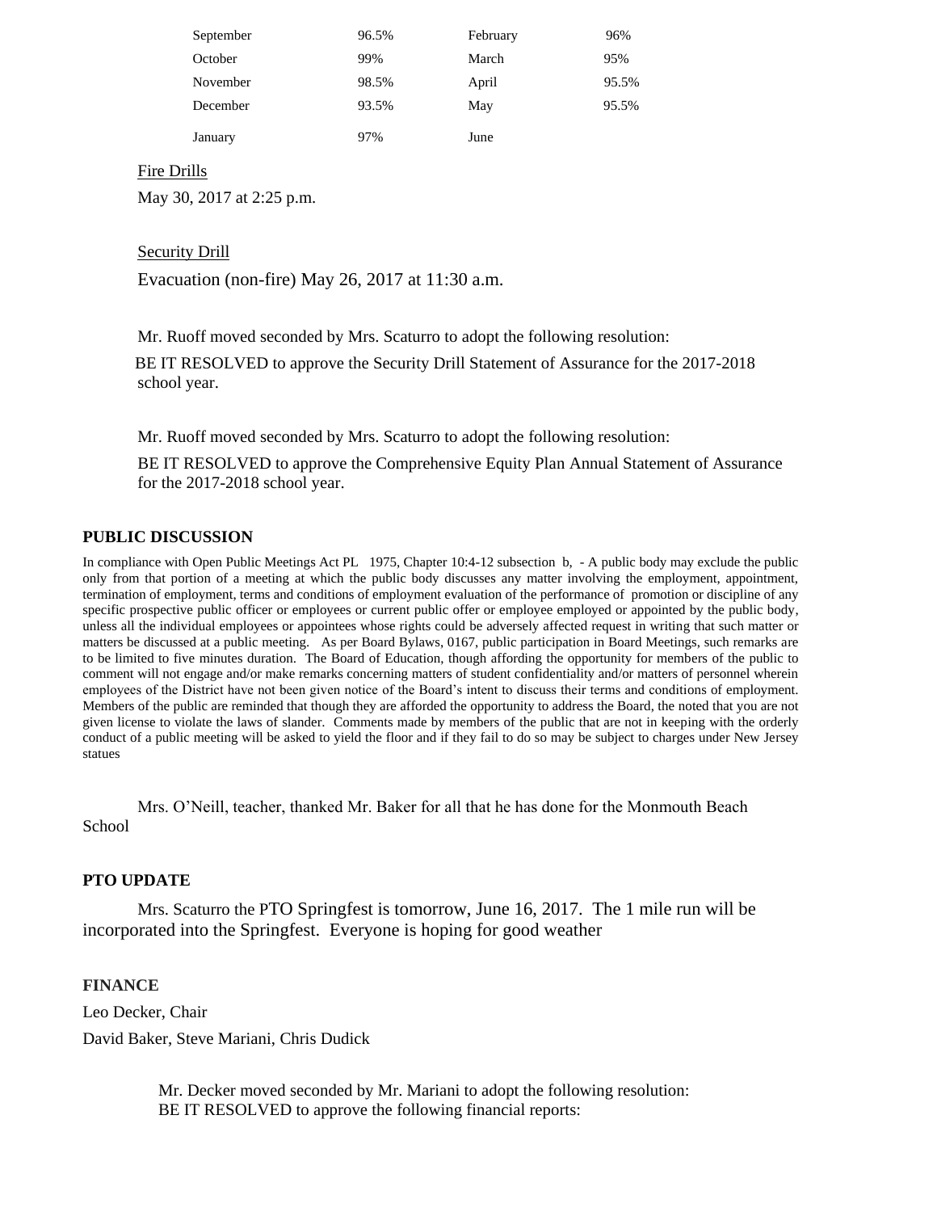| September | 96.5% | February | 96% |
|---|---|---|---|
| October | 99% | March | 95% |
| November | 98.5% | April | 95.5% |
| December | 93.5% | May | 95.5% |
| January | 97% | June | |

Fire Drills

May 30, 2017 at 2:25 p.m.

Security Drill

Evacuation (non-fire) May 26, 2017 at 11:30 a.m.

Mr. Ruoff moved seconded by Mrs. Scaturro to adopt the following resolution:

BE IT RESOLVED to approve the Security Drill Statement of Assurance for the 2017-2018 school year.

Mr. Ruoff moved seconded by Mrs. Scaturro to adopt the following resolution:

BE IT RESOLVED to approve the Comprehensive Equity Plan Annual Statement of Assurance for the 2017-2018 school year.

**PUBLIC DISCUSSION**

In compliance with Open Public Meetings Act PL 1975, Chapter 10:4-12 subsection b, - A public body may exclude the public only from that portion of a meeting at which the public body discusses any matter involving the employment, appointment, termination of employment, terms and conditions of employment evaluation of the performance of promotion or discipline of any specific prospective public officer or employees or current public offer or employee employed or appointed by the public body, unless all the individual employees or appointees whose rights could be adversely affected request in writing that such matter or matters be discussed at a public meeting. As per Board Bylaws, 0167, public participation in Board Meetings, such remarks are to be limited to five minutes duration. The Board of Education, though affording the opportunity for members of the public to comment will not engage and/or make remarks concerning matters of student confidentiality and/or matters of personnel wherein employees of the District have not been given notice of the Board's intent to discuss their terms and conditions of employment. Members of the public are reminded that though they are afforded the opportunity to address the Board, the noted that you are not given license to violate the laws of slander. Comments made by members of the public that are not in keeping with the orderly conduct of a public meeting will be asked to yield the floor and if they fail to do so may be subject to charges under New Jersey statues

Mrs. O'Neill, teacher, thanked Mr. Baker for all that he has done for the Monmouth Beach School

**PTO UPDATE**

Mrs. Scaturro the PTO Springfest is tomorrow, June 16, 2017. The 1 mile run will be incorporated into the Springfest. Everyone is hoping for good weather

**FINANCE**

Leo Decker, Chair

David Baker, Steve Mariani, Chris Dudick

Mr. Decker moved seconded by Mr. Mariani to adopt the following resolution:
BE IT RESOLVED to approve the following financial reports: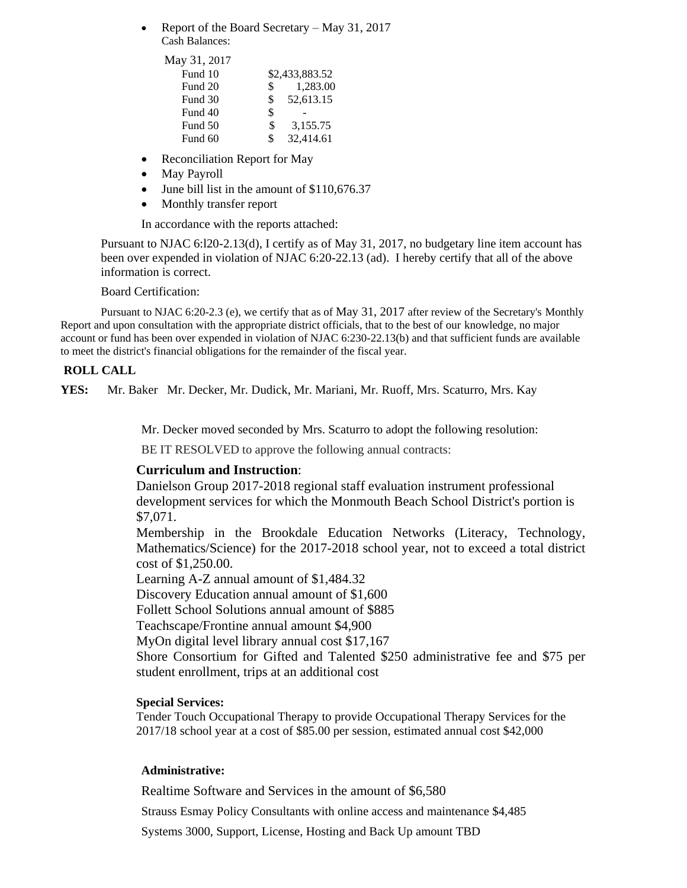- Report of the Board Secretary – May 31, 2017
  Cash Balances:

| May 31, 2017 | |
|---|---|
| Fund 10 | $2,433,883.52 |
| Fund 20 | $ 1,283.00 |
| Fund 30 | $ 52,613.15 |
| Fund 40 | $ - |
| Fund 50 | $ 3,155.75 |
| Fund 60 | $ 32,414.61 |

- Reconciliation Report for May
- May Payroll
- June bill list in the amount of $110,676.37
- Monthly transfer report

In accordance with the reports attached:

Pursuant to NJAC 6:l20-2.13(d), I certify as of May 31, 2017, no budgetary line item account has been over expended in violation of NJAC 6:20-22.13 (ad). I hereby certify that all of the above information is correct.

Board Certification:

Pursuant to NJAC 6:20-2.3 (e), we certify that as of May 31, 2017 after review of the Secretary's Monthly Report and upon consultation with the appropriate district officials, that to the best of our knowledge, no major account or fund has been over expended in violation of NJAC 6:230-22.13(b) and that sufficient funds are available to meet the district's financial obligations for the remainder of the fiscal year.

**ROLL CALL**

**YES:** Mr. Baker Mr. Decker, Mr. Dudick, Mr. Mariani, Mr. Ruoff, Mrs. Scaturro, Mrs. Kay

Mr. Decker moved seconded by Mrs. Scaturro to adopt the following resolution:

BE IT RESOLVED to approve the following annual contracts:

**Curriculum and Instruction**:

Danielson Group 2017-2018 regional staff evaluation instrument professional development services for which the Monmouth Beach School District's portion is $7,071.

Membership in the Brookdale Education Networks (Literacy, Technology, Mathematics/Science) for the 2017-2018 school year, not to exceed a total district cost of $1,250.00.

Learning A-Z annual amount of $1,484.32

Discovery Education annual amount of $1,600

Follett School Solutions annual amount of $885

Teachscape/Frontine annual amount $4,900

MyOn digital level library annual cost $17,167

Shore Consortium for Gifted and Talented $250 administrative fee and $75 per student enrollment, trips at an additional cost

**Special Services:**

Tender Touch Occupational Therapy to provide Occupational Therapy Services for the 2017/18 school year at a cost of $85.00 per session, estimated annual cost $42,000

**Administrative:**

Realtime Software and Services in the amount of $6,580

Strauss Esmay Policy Consultants with online access and maintenance $4,485

Systems 3000, Support, License, Hosting and Back Up amount TBD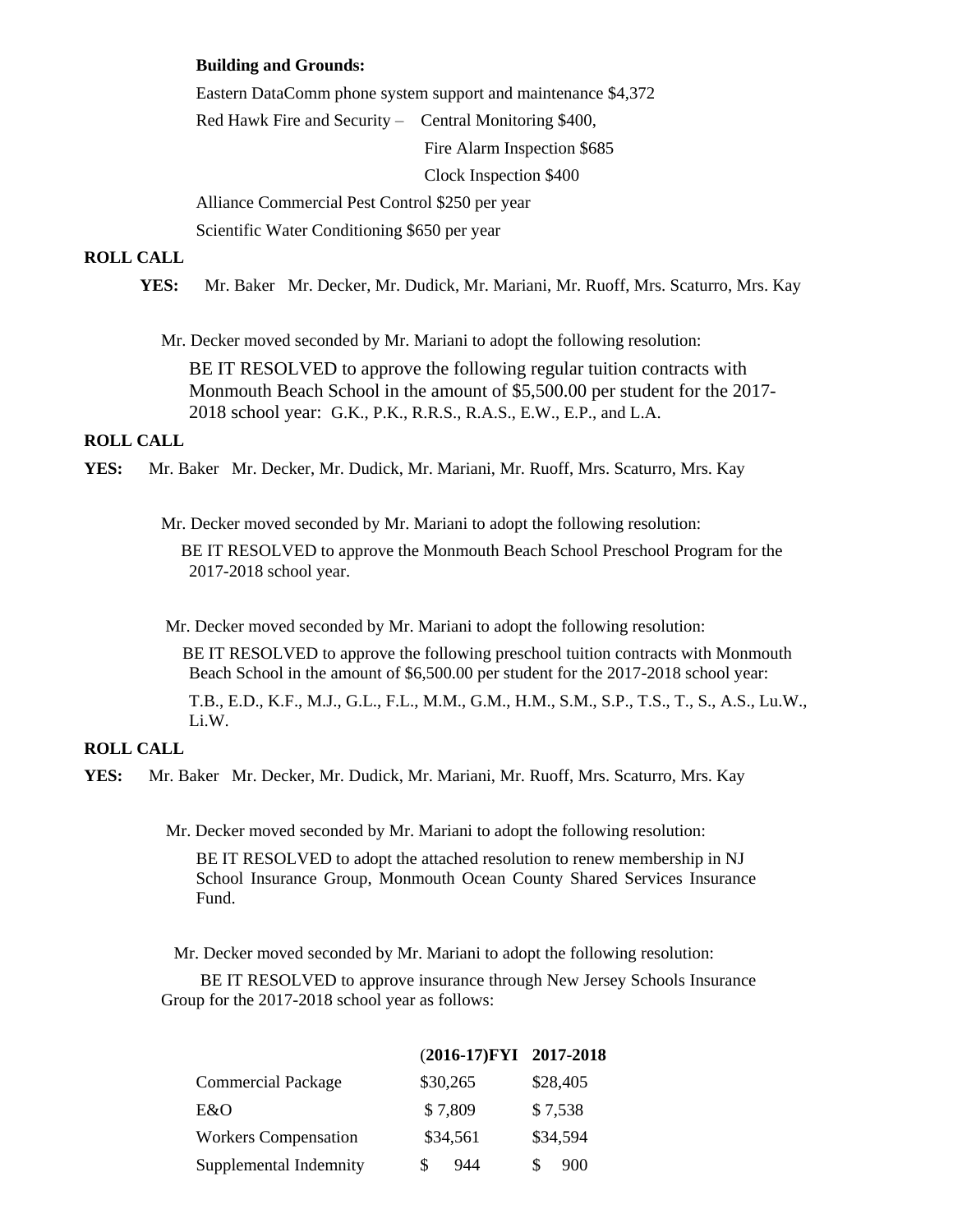**Building and Grounds:**

Eastern DataComm phone system support and maintenance $4,372

Red Hawk Fire and Security – Central Monitoring $400,

Fire Alarm Inspection $685

Clock Inspection $400

Alliance Commercial Pest Control $250 per year

Scientific Water Conditioning $650 per year

**ROLL CALL**

**YES:** Mr. Baker Mr. Decker, Mr. Dudick, Mr. Mariani, Mr. Ruoff, Mrs. Scaturro, Mrs. Kay

Mr. Decker moved seconded by Mr. Mariani to adopt the following resolution:

BE IT RESOLVED to approve the following regular tuition contracts with Monmouth Beach School in the amount of $5,500.00 per student for the 2017-2018 school year: G.K., P.K., R.R.S., R.A.S., E.W., E.P., and L.A.

**ROLL CALL**

**YES:** Mr. Baker Mr. Decker, Mr. Dudick, Mr. Mariani, Mr. Ruoff, Mrs. Scaturro, Mrs. Kay

Mr. Decker moved seconded by Mr. Mariani to adopt the following resolution:

BE IT RESOLVED to approve the Monmouth Beach School Preschool Program for the 2017-2018 school year.

Mr. Decker moved seconded by Mr. Mariani to adopt the following resolution:

BE IT RESOLVED to approve the following preschool tuition contracts with Monmouth Beach School in the amount of $6,500.00 per student for the 2017-2018 school year:

T.B., E.D., K.F., M.J., G.L., F.L., M.M., G.M., H.M., S.M., S.P., T.S., T., S., A.S., Lu.W., Li.W.

**ROLL CALL**

**YES:** Mr. Baker Mr. Decker, Mr. Dudick, Mr. Mariani, Mr. Ruoff, Mrs. Scaturro, Mrs. Kay

Mr. Decker moved seconded by Mr. Mariani to adopt the following resolution:

BE IT RESOLVED to adopt the attached resolution to renew membership in NJ School Insurance Group, Monmouth Ocean County Shared Services Insurance Fund.

Mr. Decker moved seconded by Mr. Mariani to adopt the following resolution:

BE IT RESOLVED to approve insurance through New Jersey Schools Insurance Group for the 2017-2018 school year as follows:

| | **(2016-17)FYI** | **2017-2018** |
|---|---|---|
| Commercial Package | $30,265 | $28,405 |
| E&O | $ 7,809 | $ 7,538 |
| Workers Compensation | $34,561 | $34,594 |
| Supplemental Indemnity | $ 944 | $ 900 |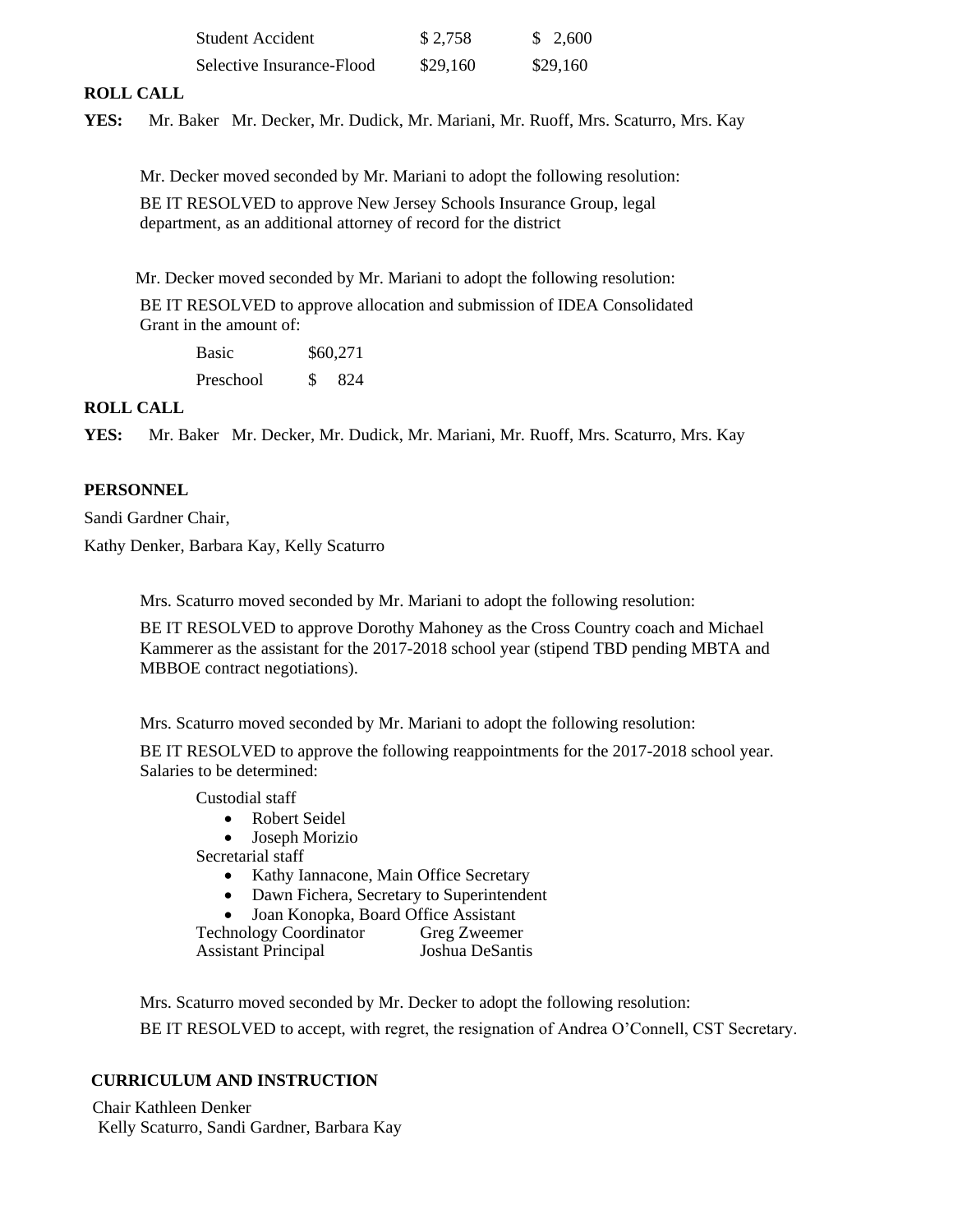| | | |
|---|---|---|
| Student Accident | $ 2,758 | $ 2,600 |
| Selective Insurance-Flood | $29,160 | $29,160 |

**ROLL CALL**

**YES:** Mr. Baker Mr. Decker, Mr. Dudick, Mr. Mariani, Mr. Ruoff, Mrs. Scaturro, Mrs. Kay

Mr. Decker moved seconded by Mr. Mariani to adopt the following resolution:

BE IT RESOLVED to approve New Jersey Schools Insurance Group, legal department, as an additional attorney of record for the district

Mr. Decker moved seconded by Mr. Mariani to adopt the following resolution:

BE IT RESOLVED to approve allocation and submission of IDEA Consolidated Grant in the amount of:

| | |
|---|---|
| Basic | $60,271 |
| Preschool | $ 824 |

**ROLL CALL**

**YES:** Mr. Baker Mr. Decker, Mr. Dudick, Mr. Mariani, Mr. Ruoff, Mrs. Scaturro, Mrs. Kay

**PERSONNEL**

Sandi Gardner Chair,

Kathy Denker, Barbara Kay, Kelly Scaturro

Mrs. Scaturro moved seconded by Mr. Mariani to adopt the following resolution:

BE IT RESOLVED to approve Dorothy Mahoney as the Cross Country coach and Michael Kammerer as the assistant for the 2017-2018 school year (stipend TBD pending MBTA and MBBOE contract negotiations).

Mrs. Scaturro moved seconded by Mr. Mariani to adopt the following resolution:

BE IT RESOLVED to approve the following reappointments for the 2017-2018 school year. Salaries to be determined:

Custodial staff

- Robert Seidel
- Joseph Morizio

Secretarial staff

- Kathy Iannacone, Main Office Secretary
- Dawn Fichera, Secretary to Superintendent
- Joan Konopka, Board Office Assistant

| | |
|---|---|
| Technology Coordinator | Greg Zweemer |
| Assistant Principal | Joshua DeSantis |

Mrs. Scaturro moved seconded by Mr. Decker to adopt the following resolution:

BE IT RESOLVED to accept, with regret, the resignation of Andrea O'Connell, CST Secretary.

**CURRICULUM AND INSTRUCTION**

Chair Kathleen Denker

Kelly Scaturro, Sandi Gardner, Barbara Kay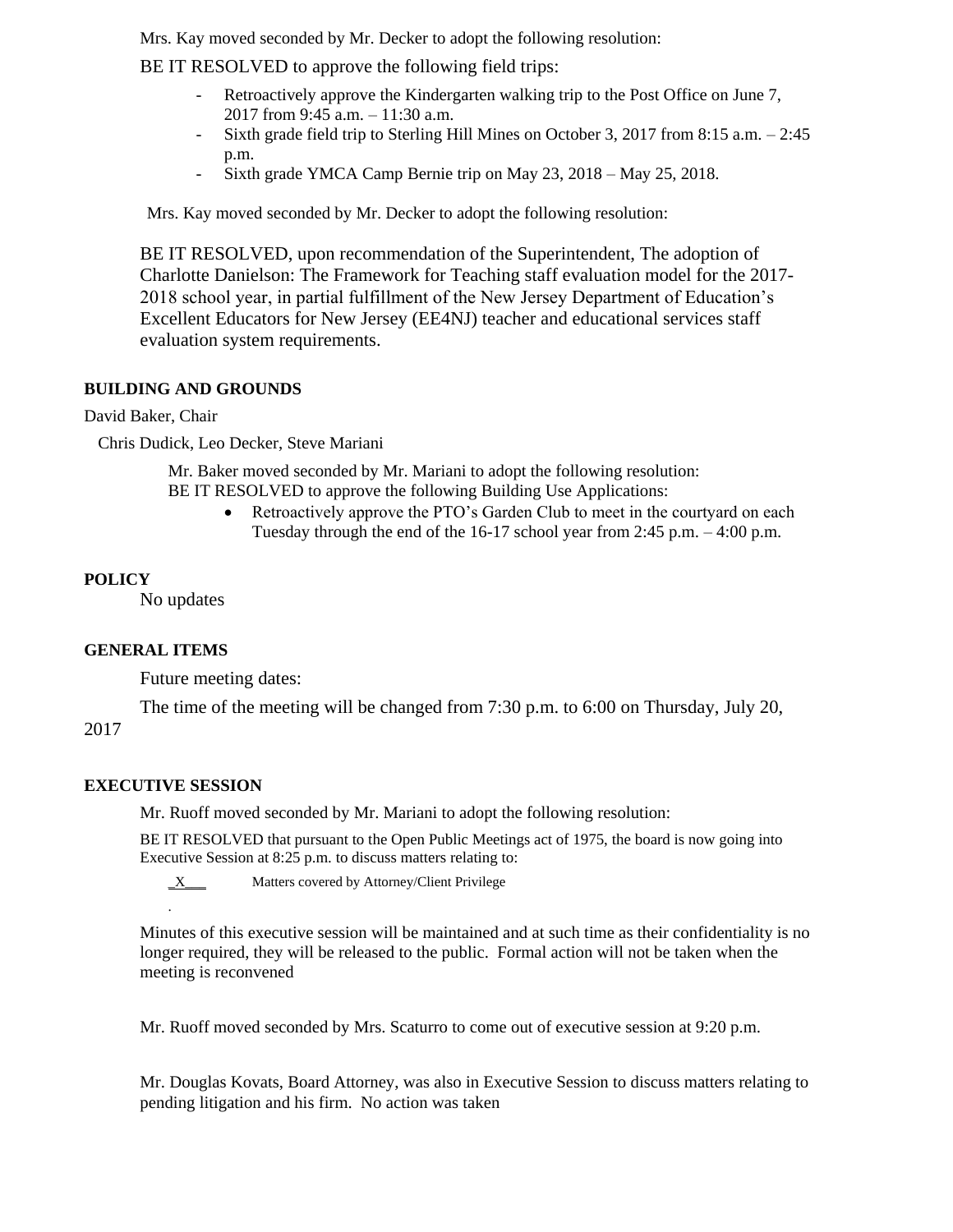Mrs. Kay moved seconded by Mr. Decker to adopt the following resolution:

BE IT RESOLVED to approve the following field trips:

- Retroactively approve the Kindergarten walking trip to the Post Office on June 7, 2017 from 9:45 a.m. – 11:30 a.m.
- Sixth grade field trip to Sterling Hill Mines on October 3, 2017 from 8:15 a.m. – 2:45 p.m.
- Sixth grade YMCA Camp Bernie trip on May 23, 2018 – May 25, 2018.

Mrs. Kay moved seconded by Mr. Decker to adopt the following resolution:

BE IT RESOLVED, upon recommendation of the Superintendent, The adoption of Charlotte Danielson: The Framework for Teaching staff evaluation model for the 2017-2018 school year, in partial fulfillment of the New Jersey Department of Education's Excellent Educators for New Jersey (EE4NJ) teacher and educational services staff evaluation system requirements.

**BUILDING AND GROUNDS**

David Baker, Chair

Chris Dudick, Leo Decker, Steve Mariani

Mr. Baker moved seconded by Mr. Mariani to adopt the following resolution:
BE IT RESOLVED to approve the following Building Use Applications:

- Retroactively approve the PTO's Garden Club to meet in the courtyard on each Tuesday through the end of the 16-17 school year from 2:45 p.m. – 4:00 p.m.

**POLICY**

No updates

**GENERAL ITEMS**

Future meeting dates:

The time of the meeting will be changed from 7:30 p.m. to 6:00 on Thursday, July 20, 2017

**EXECUTIVE SESSION**

Mr. Ruoff moved seconded by Mr. Mariani to adopt the following resolution:

BE IT RESOLVED that pursuant to the Open Public Meetings act of 1975, the board is now going into Executive Session at 8:25 p.m. to discuss matters relating to:

_X___ Matters covered by Attorney/Client Privilege

.

Minutes of this executive session will be maintained and at such time as their confidentiality is no longer required, they will be released to the public. Formal action will not be taken when the meeting is reconvened

Mr. Ruoff moved seconded by Mrs. Scaturro to come out of executive session at 9:20 p.m.

Mr. Douglas Kovats, Board Attorney, was also in Executive Session to discuss matters relating to pending litigation and his firm. No action was taken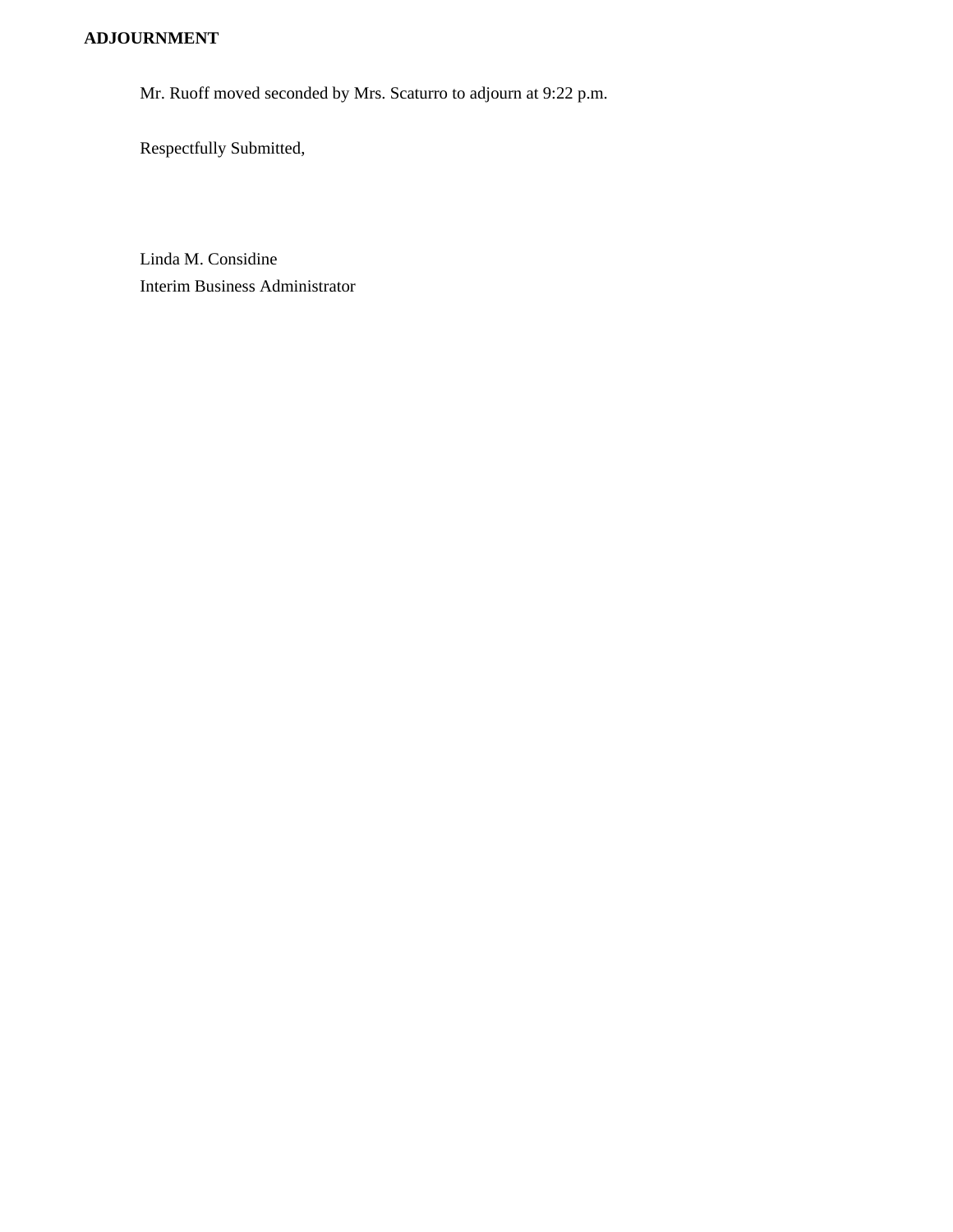**ADJOURNMENT**

Mr. Ruoff moved seconded by Mrs. Scaturro to adjourn at 9:22 p.m.

Respectfully Submitted,

Linda M. Considine
Interim Business Administrator